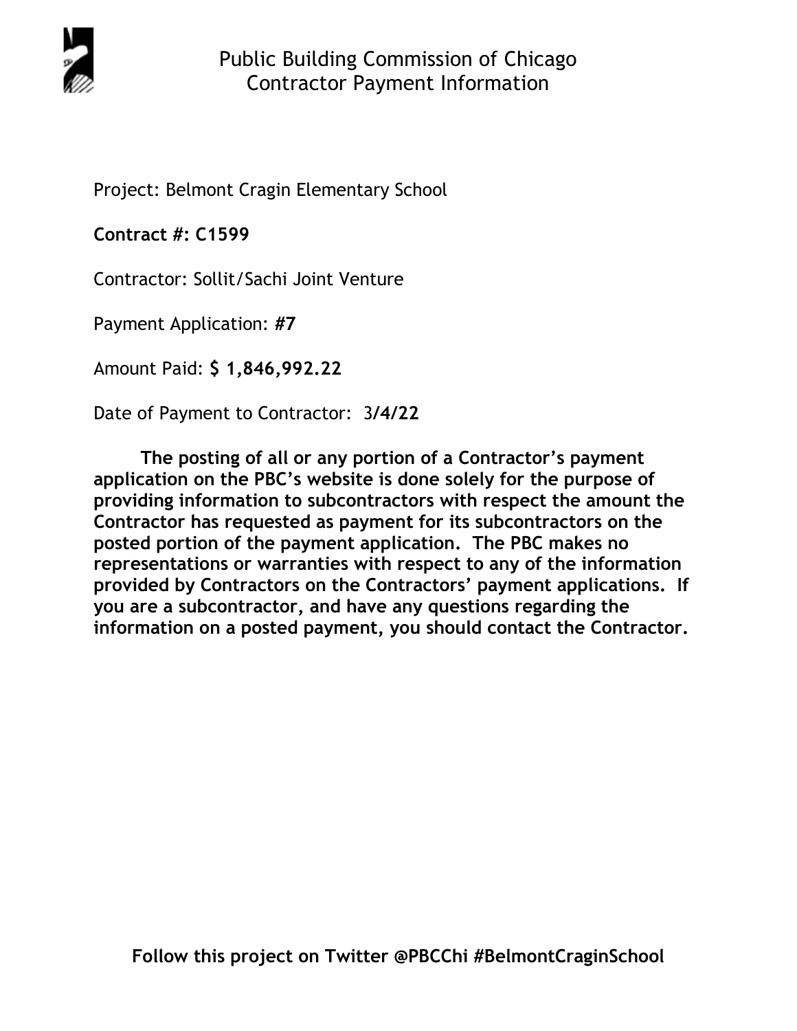# Public Building Commission of Chicago
## Contractor Payment Information

Project: Belmont Cragin Elementary School

**Contract #: C1599**

Contractor: Sollit/Sachi Joint Venture

Payment Application: **#7**

Amount Paid: **$ 1,846,992.22**

Date of Payment to Contractor: 3**/4/22**

**The posting of all or any portion of a Contractor's payment application on the PBC's website is done solely for the purpose of providing information to subcontractors with respect the amount the Contractor has requested as payment for its subcontractors on the posted portion of the payment application. The PBC makes no representations or warranties with respect to any of the information provided by Contractors on the Contractors' payment applications. If you are a subcontractor, and have any questions regarding the information on a posted payment, you should contact the Contractor.**

**Follow this project on Twitter @PBCChi #BelmontCraginSchool**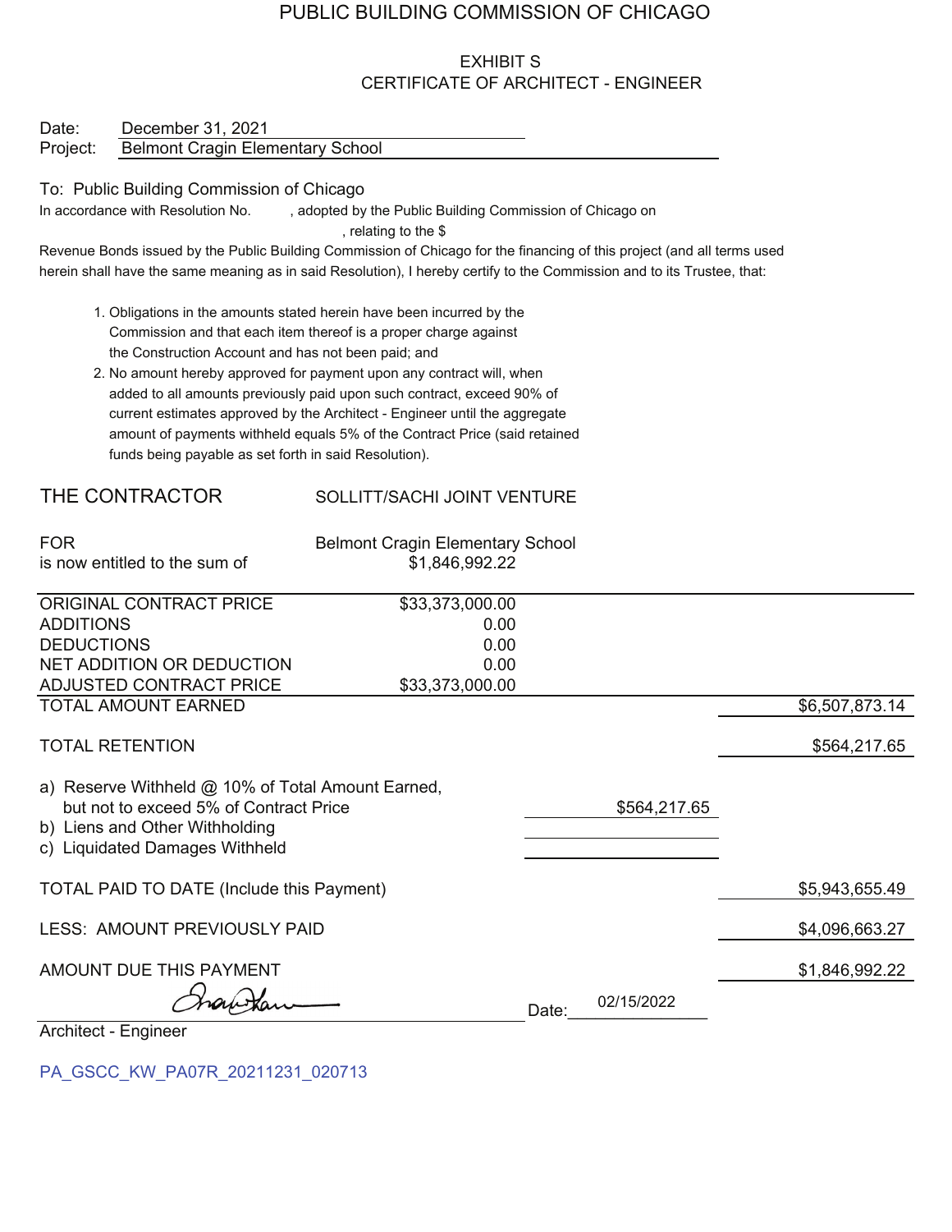# PUBLIC BUILDING COMMISSION OF CHICAGO

## EXHIBIT S
## CERTIFICATE OF ARCHITECT - ENGINEER

Date: December 31, 2021
Project: Belmont Cragin Elementary School

To: Public Building Commission of Chicago
In accordance with Resolution No. , adopted by the Public Building Commission of Chicago on , relating to the $
Revenue Bonds issued by the Public Building Commission of Chicago for the financing of this project (and all terms used herein shall have the same meaning as in said Resolution), I hereby certify to the Commission and to its Trustee, that:

1. Obligations in the amounts stated herein have been incurred by the Commission and that each item thereof is a proper charge against the Construction Account and has not been paid; and
2. No amount hereby approved for payment upon any contract will, when added to all amounts previously paid upon such contract, exceed 90% of current estimates approved by the Architect - Engineer until the aggregate amount of payments withheld equals 5% of the Contract Price (said retained funds being payable as set forth in said Resolution).

THE CONTRACTOR SOLLITT/SACHI JOINT VENTURE

FOR Belmont Cragin Elementary School
is now entitled to the sum of $1,846,992.22

| | | | |
|---|---|---|---|
| ORIGINAL CONTRACT PRICE | $33,373,000.00 | | |
| ADDITIONS | 0.00 | | |
| DEDUCTIONS | 0.00 | | |
| NET ADDITION OR DEDUCTION | 0.00 | | |
| ADJUSTED CONTRACT PRICE | $33,373,000.00 | | |
| TOTAL AMOUNT EARNED | | | $6,507,873.14 |
| TOTAL RETENTION | | | $564,217.65 |
| a) Reserve Withheld @ 10% of Total Amount Earned, but not to exceed 5% of Contract Price | | $564,217.65 | |
| b) Liens and Other Withholding | | | |
| c) Liquidated Damages Withheld | | | |
| TOTAL PAID TO DATE (Include this Payment) | | | $5,943,655.49 |
| LESS: AMOUNT PREVIOUSLY PAID | | | $4,096,663.27 |
| AMOUNT DUE THIS PAYMENT | | | $1,846,992.22 |

Architect - Engineer Date: 02/15/2022

PA_GSCC_KW_PA07R_20211231_020713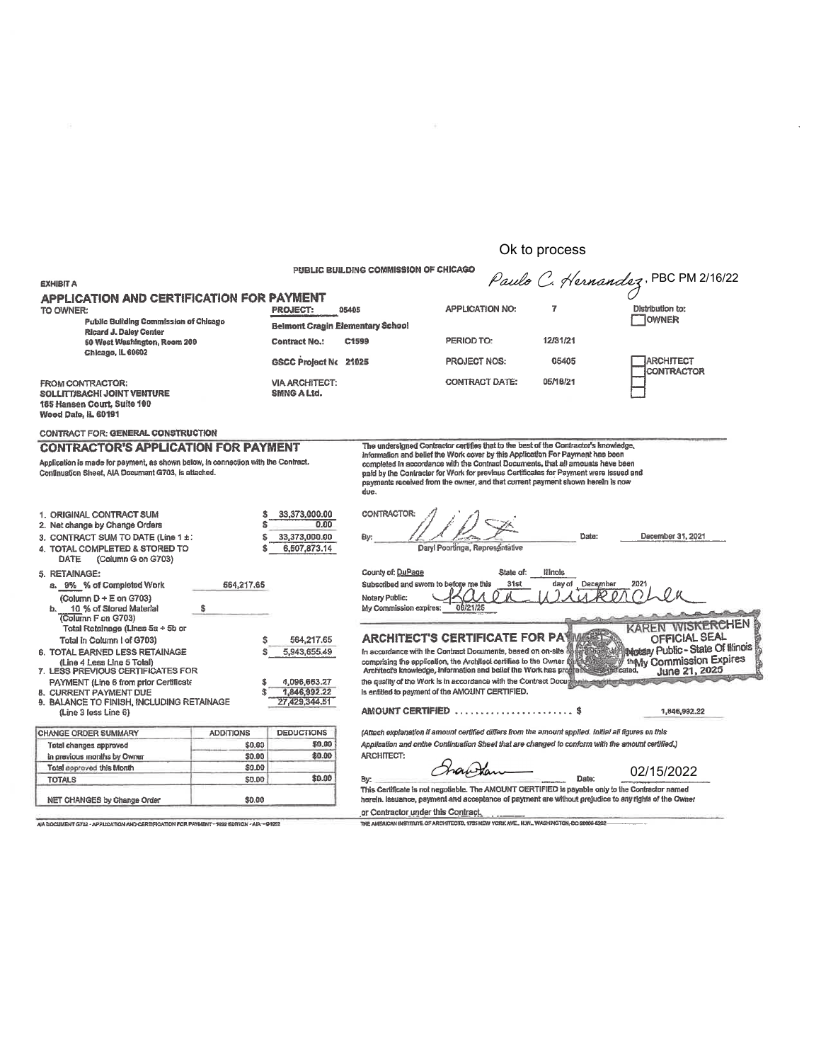Ok to process

*Paulo C. Hernandez*, PBC PM 2/16/22

PUBLIC BUILDING COMMISSION OF CHICAGO

EXHIBIT A

## APPLICATION AND CERTIFICATION FOR PAYMENT

TO OWNER:
Public Building Commission of Chicago
Ricard J. Daley Center
50 West Washington, Room 200
Chicago, IL 60602

PROJECT: 05405
Belmont Cragin Elementary School
Contract No.: C1599
GSCC Project No 21025
VIA ARCHITECT: SMNG A Ltd.

APPLICATION NO: 7
PERIOD TO: 12/31/21
PROJECT NOS: 05405
CONTRACT DATE: 05/18/21

Distribution to:
- [ ] OWNER
- [ ] ARCHITECT
- [ ] CONTRACTOR
- [ ]
- [ ]

FROM CONTRACTOR:
SOLLITT/SACHI JOINT VENTURE
185 Hansen Court, Suite 100
Wood Dale, IL 60191

CONTRACT FOR: GENERAL CONSTRUCTION

### CONTRACTOR'S APPLICATION FOR PAYMENT

Application is made for payment, as shown below, in connection with the Contract. Continuation Sheet, AIA Document G703, is attached.

1. ORIGINAL CONTRACT SUM $ 33,373,000.00
2. Net change by Change Orders $ 0.00
3. CONTRACT SUM TO DATE (Line 1 ± ) $ 33,373,000.00
4. TOTAL COMPLETED & STORED TO DATE (Column G on G703) $ 6,507,873.14
5. RETAINAGE:
   a. 9% % of Completed Work (Column D + E on G703) 564,217.65
   b. 10 % of Stored Material (Column F on G703) $
   Total Retainage (Lines 5a + 5b or Total in Column I of G703) $ 564,217.65
6. TOTAL EARNED LESS RETAINAGE (Line 4 Less Line 5 Total) $ 5,943,655.49
7. LESS PREVIOUS CERTIFICATES FOR PAYMENT (Line 6 from prior Certificate) $ 4,096,663.27
8. CURRENT PAYMENT DUE $ 1,846,992.22
9. BALANCE TO FINISH, INCLUDING RETAINAGE (Line 3 less Line 6) 27,429,344.51

| CHANGE ORDER SUMMARY | ADDITIONS | DEDUCTIONS |
|---|---|---|
| Total changes approved in previous months by Owner | $0.00 | $0.00 |
| Total approved this Month | $0.00 | $0.00 |
| TOTALS | $0.00 | $0.00 |
| NET CHANGES by Change Order | $0.00 | |

The undersigned Contractor certifies that to the best of the Contractor's knowledge, information and belief the Work cover by this Application For Payment has been completed in accordance with the Contract Documents, that all amounts have been paid by the Contractor for Work for previous Certificates for Payment were issued and payments received from the owner, and that current payment shown herein is now due.

CONTRACTOR:

By: Daryl Poortinga, Representative    Date: December 31, 2021

County of: DuPage    State of: Illinois
Subscribed and sworn to before me this 31st day of December 2021
Notary Public: Karen Wiskerchen
My Commission expires: 06/21/25

KAREN WISKERCHEN
OFFICIAL SEAL
Notary Public - State Of Illinois
My Commission Expires June 21, 2025

### ARCHITECT'S CERTIFICATE FOR PAYMENT

In accordance with the Contract Documents, based on on-site observations and the data comprising the application, the Architect certifies to the Owner that to the best of the Architect's knowledge, information and belief the Work has progressed as indicated, the quality of the Work is in accordance with the Contract Documents, and the Contractor is entitled to payment of the AMOUNT CERTIFIED.

AMOUNT CERTIFIED ....................... $ 1,846,992.22

*(Attach explanation if amount certified differs from the amount applied. Initial all figures on this Application and onthe Continuation Sheet that are changed to conform with the amount certified.)*

ARCHITECT:

By: ______ Date: 02/15/2022

This Certificate is not negotiable. The AMOUNT CERTIFIED is payable only to the Contractor named herein. Issuance, payment and acceptance of payment are without prejudice to any rights of the Owner or Contractor under this Contract.

AIA DOCUMENT G702 - APPLICATION AND CERTIFICATION FOR PAYMENT - 1992 EDITION - AIA - ©1992

THE AMERICAN INSTITUTE OF ARCHITECTS, 1735 NEW YORK AVE., N.W., WASHINGTON, DC 20006-5292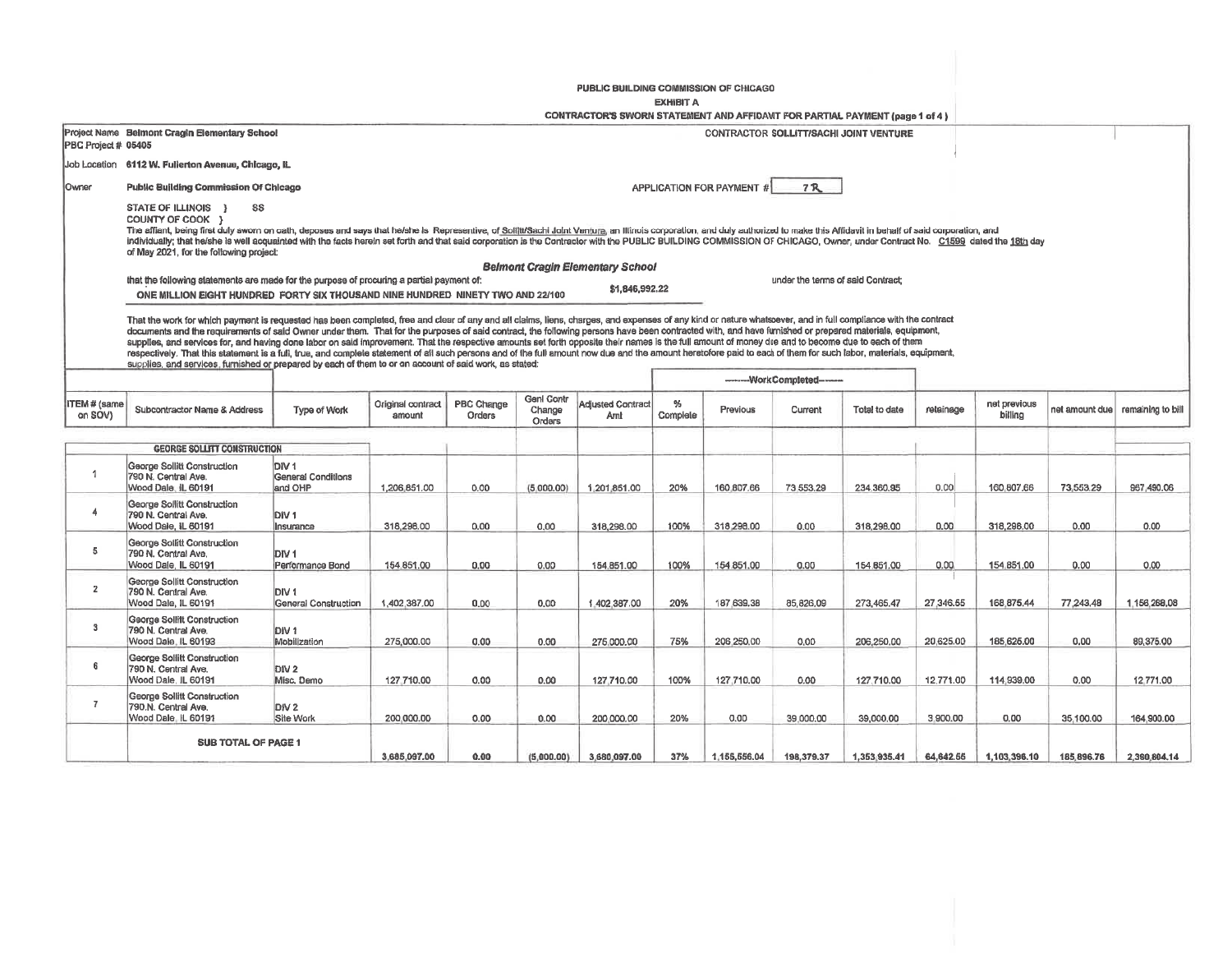PUBLIC BUILDING COMMISSION OF CHICAGO

EXHIBIT A

CONTRACTOR'S SWORN STATEMENT AND AFFIDAVIT FOR PARTIAL PAYMENT (page 1 of 4 )

Project Name **Belmont Cragin Elementary School**
PBC Project # **05405**

CONTRACTOR **SOLLITT/SACHI JOINT VENTURE**

Job Location **6112 W. Fullerton Avenue, Chicago, IL**

Owner **Public Building Commission Of Chicago**

APPLICATION FOR PAYMENT # 7R

STATE OF ILLINOIS } SS
COUNTY OF COOK }

The affiant, being first duly sworn on oath, deposes and says that he/she is Representive, of Sollitt/Sachi Joint Ventura, an Illinois corporation, and duly authorized to make this Affidavit in behalf of said corporation, and individually; that he/she is well acquainted with the facts herein set forth and that said corporation is the Contractor with the PUBLIC BUILDING COMMISSION OF CHICAGO, Owner, under Contract No. C1599 dated the 18th day of May 2021, for the following project:

**Belmont Cragin Elementary School**

that the following statements are made for the purpose of procuring a partial payment of: under the terms of said Contract;

**ONE MILLION EIGHT HUNDRED FORTY SIX THOUSAND NINE HUNDRED NINETY TWO AND 22/100** **$1,846,992.22**

That the work for which payment is requested has been completed, free and clear of any and all claims, liens, charges, and expenses of any kind or nature whatsoever, and in full compliance with the contract documents and the requirements of said Owner under them. That for the purposes of said contract, the following persons have been contracted with, and have furnished or prepared materials, equipment, supplies, and services for, and having done labor on said improvement. That the respective amounts set forth opposite their names is the full amount of money due and to become due to each of them respectively. That this statement is a full, true, and complete statement of all such persons and of the full amount now due and the amount heretofore paid to each of them for such labor, materials, equipment, supplies, and services, furnished or prepared by each of them to or on account of said work, as stated:

| | | | | | | | | ------Work Completed------ | | | | | | |
|---|---|---|---|---|---|---|---|---|---|---|---|---|---|---|
| ITEM # (same on SOV) | Subcontractor Name & Address | Type of Work | Original contract amount | PBC Change Orders | Genl Contr Change Orders | Adjusted Contract Amt | % Complete | Previous | Current | Total to date | retainage | net previous billing | net amount due | remaining to bill |
| | **GEORGE SOLLITT CONSTRUCTION** | | | | | | | | | | | | | |
| 1 | George Sollitt Construction 790 N. Central Ave. Wood Dale, IL 60191 | DIV 1 General Conditions and OHP | 1,206,851.00 | 0.00 | (5,000.00) | 1,201,851.00 | 20% | 160,807.66 | 73,553.29 | 234,360.95 | 0.00 | 160,807.66 | 73,553.29 | 967,490.06 |
| 4 | George Sollitt Construction 790 N. Central Ave. Wood Dale, IL 60191 | DIV 1 Insurance | 318,298.00 | 0.00 | 0.00 | 318,298.00 | 100% | 318,298.00 | 0.00 | 318,298.00 | 0.00 | 318,298.00 | 0.00 | 0.00 |
| 5 | George Sollitt Construction 790 N. Central Ave. Wood Dale, IL 60191 | DIV 1 Performance Bond | 154,851.00 | 0.00 | 0.00 | 154,851.00 | 100% | 154,851.00 | 0.00 | 154,851.00 | 0.00 | 154,851.00 | 0.00 | 0.00 |
| 2 | George Sollitt Construction 790 N. Central Ave. Wood Dale, IL 60191 | DIV 1 General Construction | 1,402,387.00 | 0.00 | 0.00 | 1,402,387.00 | 20% | 187,639.38 | 85,826.09 | 273,465.47 | 27,346.55 | 168,875.44 | 77,243.48 | 1,156,268.08 |
| 3 | George Sollitt Construction 790 N. Central Ave. Wood Dale, IL 60193 | DIV 1 Mobilization | 275,000.00 | 0.00 | 0.00 | 275,000.00 | 75% | 206,250.00 | 0.00 | 206,250.00 | 20,625.00 | 185,625.00 | 0.00 | 89,375.00 |
| 6 | George Sollitt Construction 790 N. Central Ave. Wood Dale, IL 60191 | DIV 2 Misc. Demo | 127,710.00 | 0.00 | 0.00 | 127,710.00 | 100% | 127,710.00 | 0.00 | 127,710.00 | 12,771.00 | 114,939.00 | 0.00 | 12,771.00 |
| 7 | George Sollitt Construction 790.N. Central Ave. Wood Dale, IL 60191 | DIV 2 Site Work | 200,000.00 | 0.00 | 0.00 | 200,000.00 | 20% | 0.00 | 39,000.00 | 39,000.00 | 3,900.00 | 0.00 | 35,100.00 | 164,900.00 |
| | **SUB TOTAL OF PAGE 1** | | 3,685,097.00 | 0.00 | (5,000.00) | 3,680,097.00 | 37% | 1,155,556.04 | 198,379.37 | 1,353,935.41 | 64,642.55 | 1,103,396.10 | 185,896.76 | 2,390,804.14 |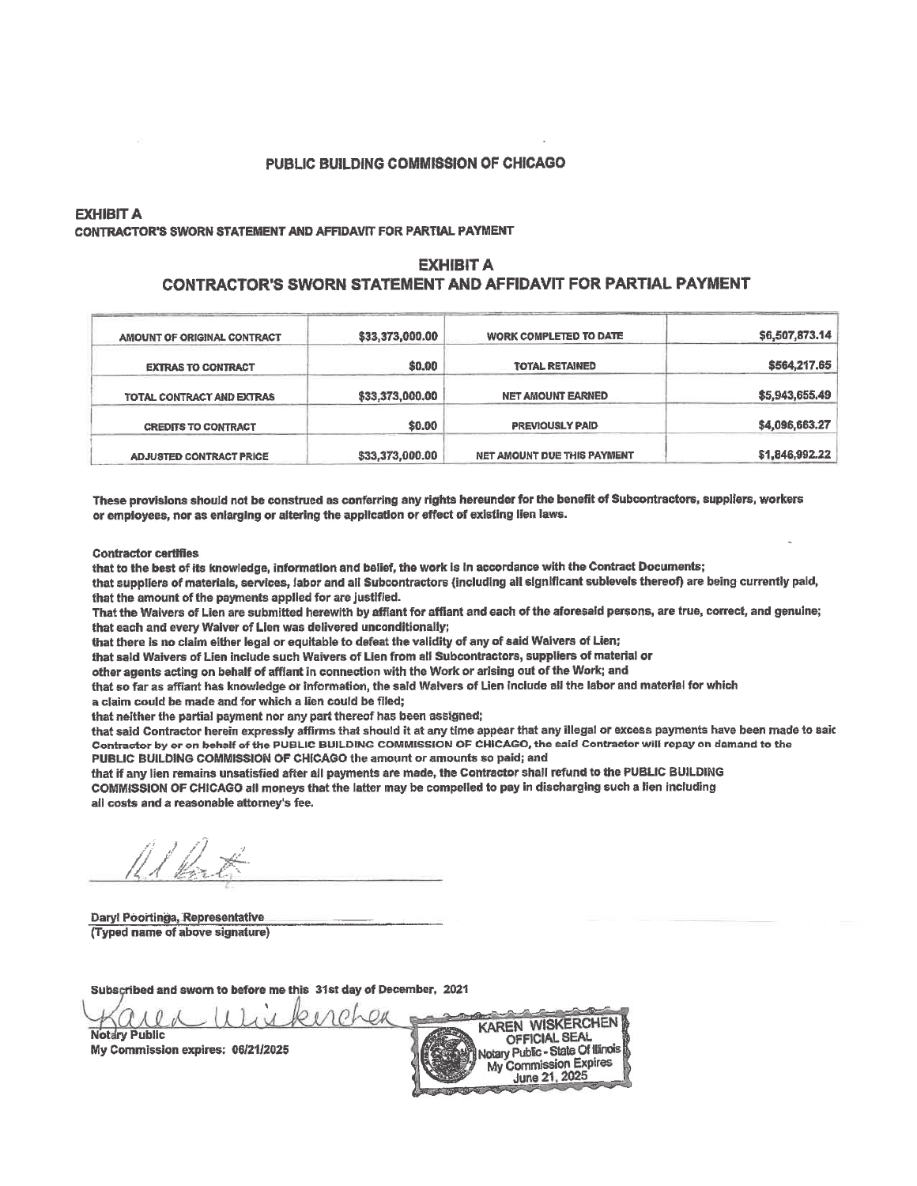## PUBLIC BUILDING COMMISSION OF CHICAGO

**EXHIBIT A**
**CONTRACTOR'S SWORN STATEMENT AND AFFIDAVIT FOR PARTIAL PAYMENT**

# EXHIBIT A
# CONTRACTOR'S SWORN STATEMENT AND AFFIDAVIT FOR PARTIAL PAYMENT

| | | | |
|---|---|---|---|
| AMOUNT OF ORIGINAL CONTRACT | $33,373,000.00 | WORK COMPLETED TO DATE | $6,507,873.14 |
| EXTRAS TO CONTRACT | $0.00 | TOTAL RETAINED | $564,217.65 |
| TOTAL CONTRACT AND EXTRAS | $33,373,000.00 | NET AMOUNT EARNED | $5,943,655.49 |
| CREDITS TO CONTRACT | $0.00 | PREVIOUSLY PAID | $4,096,663.27 |
| ADJUSTED CONTRACT PRICE | $33,373,000.00 | NET AMOUNT DUE THIS PAYMENT | $1,846,992.22 |

**These provisions should not be construed as conferring any rights hereunder for the benefit of Subcontractors, suppliers, workers or employees, nor as enlarging or altering the application or effect of existing lien laws.**

**Contractor certifies**
that to the best of its knowledge, information and belief, the work is in accordance with the Contract Documents;
that suppliers of materials, services, labor and all Subcontractors (including all significant sublevels thereof) are being currently paid, that the amount of the payments applied for are justified.
That the Waivers of Lien are submitted herewith by affiant for affiant and each of the aforesaid persons, are true, correct, and genuine; that each and every Waiver of Lien was delivered unconditionally;
that there is no claim either legal or equitable to defeat the validity of any of said Waivers of Lien;
that said Waivers of Lien include such Waivers of Lien from all Subcontractors, suppliers of material or other agents acting on behalf of affiant in connection with the Work or arising out of the Work; and
that so far as affiant has knowledge or information, the said Waivers of Lien include all the labor and material for which a claim could be made and for which a lien could be filed;
that neither the partial payment nor any part thereof has been assigned;
that said Contractor herein expressly affirms that should it at any time appear that any illegal or excess payments have been made to said Contractor by or on behalf of the PUBLIC BUILDING COMMISSION OF CHICAGO, the said Contractor will repay on demand to the PUBLIC BUILDING COMMISSION OF CHICAGO the amount or amounts so paid; and
that if any lien remains unsatisfied after all payments are made, the Contractor shall refund to the PUBLIC BUILDING COMMISSION OF CHICAGO all moneys that the latter may be compelled to pay in discharging such a lien including all costs and a reasonable attorney's fee.

Daryl Poortinga, Representative
(Typed name of above signature)

Subscribed and sworn to before me this 31st day of December, 2021

Notary Public
My Commission expires: 06/21/2025

KAREN WISKERCHEN
OFFICIAL SEAL
Notary Public - State Of Illinois
My Commission Expires
June 21, 2025